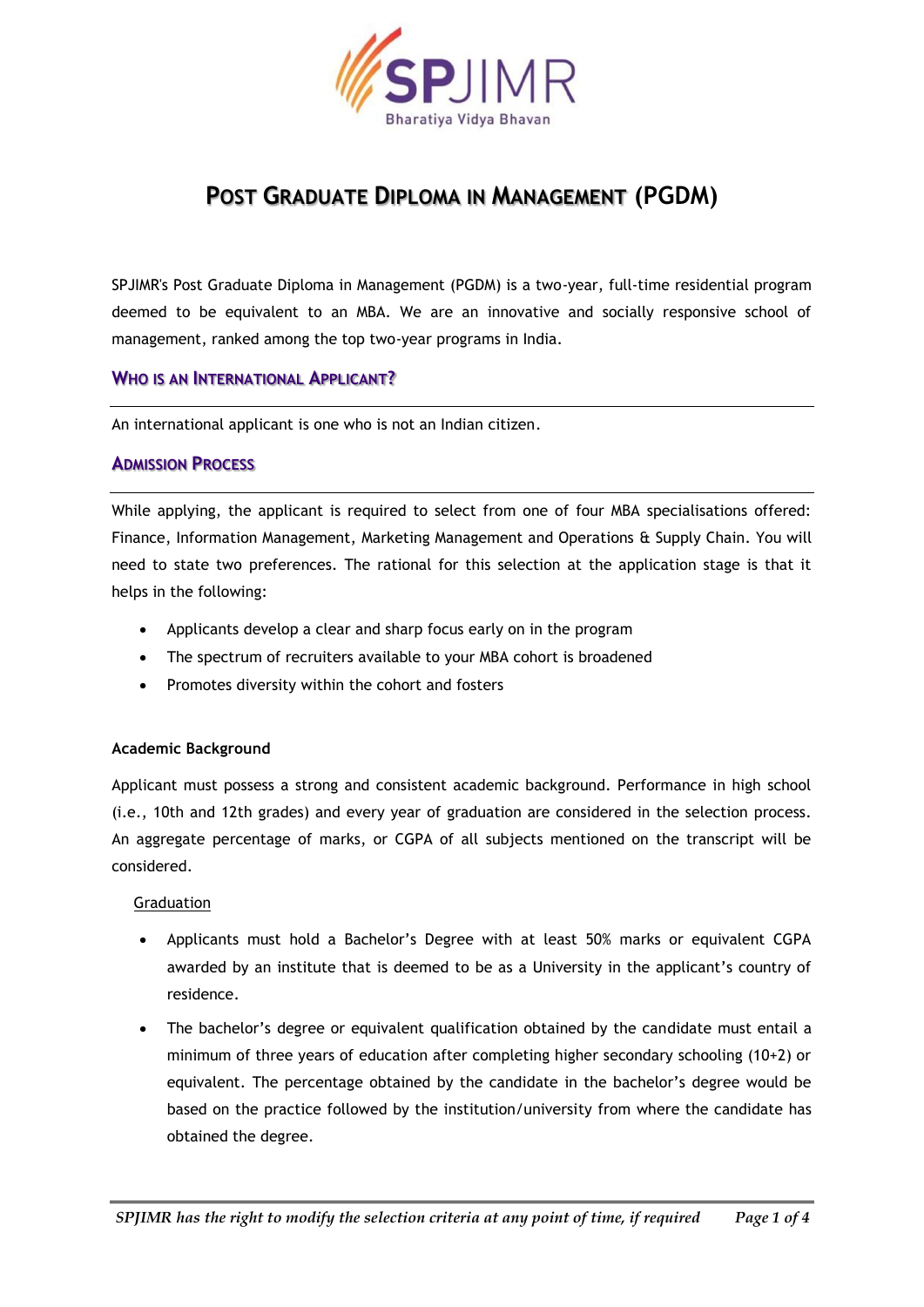SPJIMR
Bharatiya Vidya Bhavan

# POST GRADUATE DIPLOMA IN MANAGEMENT (PGDM)

SPJIMR's Post Graduate Diploma in Management (PGDM) is a two-year, full-time residential program deemed to be equivalent to an MBA. We are an innovative and socially responsive school of management, ranked among the top two-year programs in India.

## WHO IS AN INTERNATIONAL APPLICANT?

An international applicant is one who is not an Indian citizen.

## ADMISSION PROCESS

While applying, the applicant is required to select from one of four MBA specialisations offered: Finance, Information Management, Marketing Management and Operations & Supply Chain. You will need to state two preferences. The rational for this selection at the application stage is that it helps in the following:

- Applicants develop a clear and sharp focus early on in the program
- The spectrum of recruiters available to your MBA cohort is broadened
- Promotes diversity within the cohort and fosters

**Academic Background**

Applicant must possess a strong and consistent academic background. Performance in high school (i.e., 10th and 12th grades) and every year of graduation are considered in the selection process. An aggregate percentage of marks, or CGPA of all subjects mentioned on the transcript will be considered.

Graduation

- Applicants must hold a Bachelor's Degree with at least 50% marks or equivalent CGPA awarded by an institute that is deemed to be as a University in the applicant's country of residence.
- The bachelor's degree or equivalent qualification obtained by the candidate must entail a minimum of three years of education after completing higher secondary schooling (10+2) or equivalent. The percentage obtained by the candidate in the bachelor's degree would be based on the practice followed by the institution/university from where the candidate has obtained the degree.

*SPJIMR has the right to modify the selection criteria at any point of time, if required*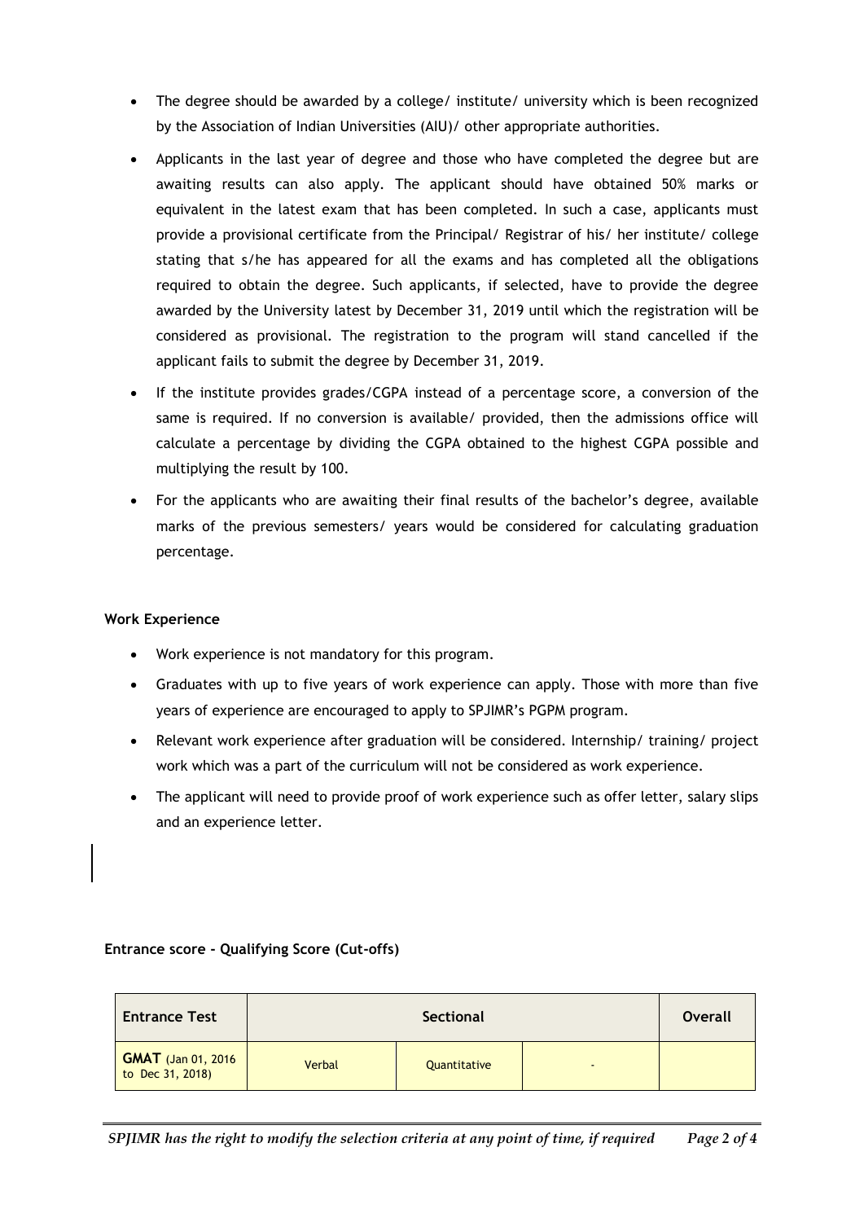- The degree should be awarded by a college/ institute/ university which is been recognized by the Association of Indian Universities (AIU)/ other appropriate authorities.
- Applicants in the last year of degree and those who have completed the degree but are awaiting results can also apply. The applicant should have obtained 50% marks or equivalent in the latest exam that has been completed. In such a case, applicants must provide a provisional certificate from the Principal/ Registrar of his/ her institute/ college stating that s/he has appeared for all the exams and has completed all the obligations required to obtain the degree. Such applicants, if selected, have to provide the degree awarded by the University latest by December 31, 2019 until which the registration will be considered as provisional. The registration to the program will stand cancelled if the applicant fails to submit the degree by December 31, 2019.
- If the institute provides grades/CGPA instead of a percentage score, a conversion of the same is required. If no conversion is available/ provided, then the admissions office will calculate a percentage by dividing the CGPA obtained to the highest CGPA possible and multiplying the result by 100.
- For the applicants who are awaiting their final results of the bachelor's degree, available marks of the previous semesters/ years would be considered for calculating graduation percentage.

**Work Experience**

- Work experience is not mandatory for this program.
- Graduates with up to five years of work experience can apply. Those with more than five years of experience are encouraged to apply to SPJIMR's PGPM program.
- Relevant work experience after graduation will be considered. Internship/ training/ project work which was a part of the curriculum will not be considered as work experience.
- The applicant will need to provide proof of work experience such as offer letter, salary slips and an experience letter.

**Entrance score - Qualifying Score (Cut-offs)**

| Entrance Test | Sectional | | | Overall |
|---|---|---|---|---|
| **GMAT** (Jan 01, 2016 to Dec 31, 2018) | Verbal | Quantitative | - | |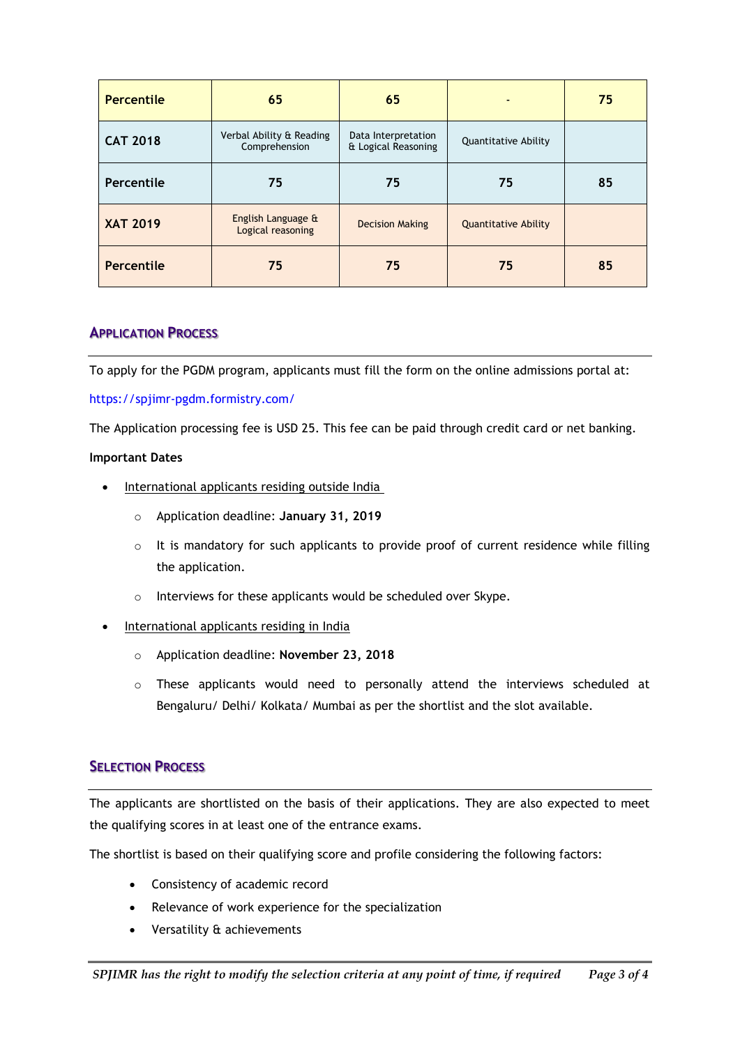| Percentile | 65 | 65 | - | 75 |
|---|---|---|---|---|
| **CAT 2018** | Verbal Ability & Reading Comprehension | Data Interpretation & Logical Reasoning | Quantitative Ability | |
| **Percentile** | 75 | 75 | 75 | 85 |
| **XAT 2019** | English Language & Logical reasoning | Decision Making | Quantitative Ability | |
| **Percentile** | 75 | 75 | 75 | 85 |

## Application Process

To apply for the PGDM program, applicants must fill the form on the online admissions portal at:

https://spjimr-pgdm.formistry.com/

The Application processing fee is USD 25. This fee can be paid through credit card or net banking.

**Important Dates**

- International applicants residing outside India
  - Application deadline: **January 31, 2019**
  - It is mandatory for such applicants to provide proof of current residence while filling the application.
  - Interviews for these applicants would be scheduled over Skype.
- International applicants residing in India
  - Application deadline: **November 23, 2018**
  - These applicants would need to personally attend the interviews scheduled at Bengaluru/ Delhi/ Kolkata/ Mumbai as per the shortlist and the slot available.

## Selection Process

The applicants are shortlisted on the basis of their applications. They are also expected to meet the qualifying scores in at least one of the entrance exams.

The shortlist is based on their qualifying score and profile considering the following factors:

- Consistency of academic record
- Relevance of work experience for the specialization
- Versatility & achievements

*SPJIMR has the right to modify the selection criteria at any point of time, if required*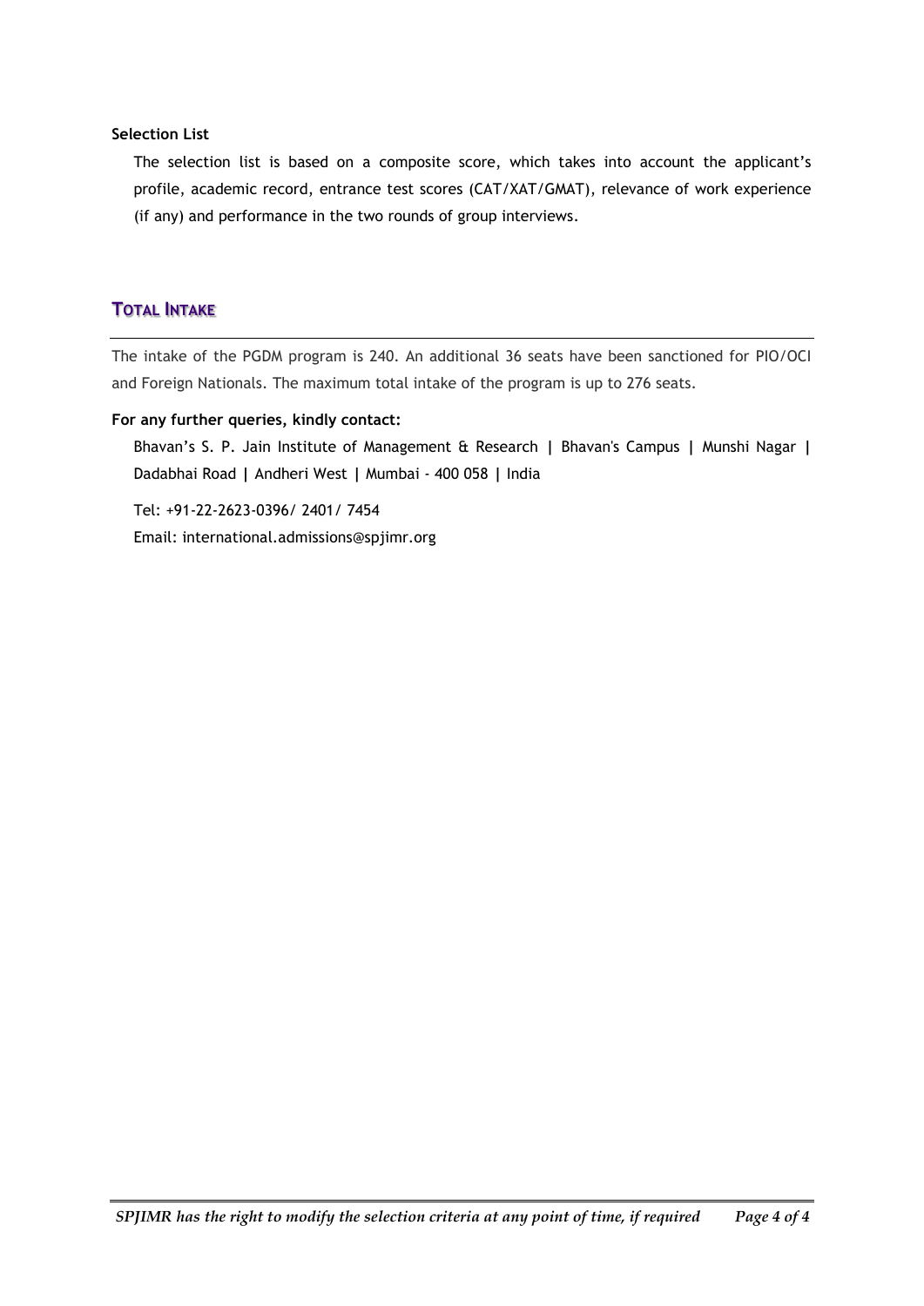**Selection List**

The selection list is based on a composite score, which takes into account the applicant's profile, academic record, entrance test scores (CAT/XAT/GMAT), relevance of work experience (if any) and performance in the two rounds of group interviews.

## TOTAL INTAKE

The intake of the PGDM program is 240. An additional 36 seats have been sanctioned for PIO/OCI and Foreign Nationals. The maximum total intake of the program is up to 276 seats.

**For any further queries, kindly contact:**

Bhavan's S. P. Jain Institute of Management & Research | Bhavan's Campus | Munshi Nagar | Dadabhai Road | Andheri West | Mumbai - 400 058 | India

Tel: +91-22-2623-0396/ 2401/ 7454

Email: international.admissions@spjimr.org

*SPJIMR has the right to modify the selection criteria at any point of time, if required*